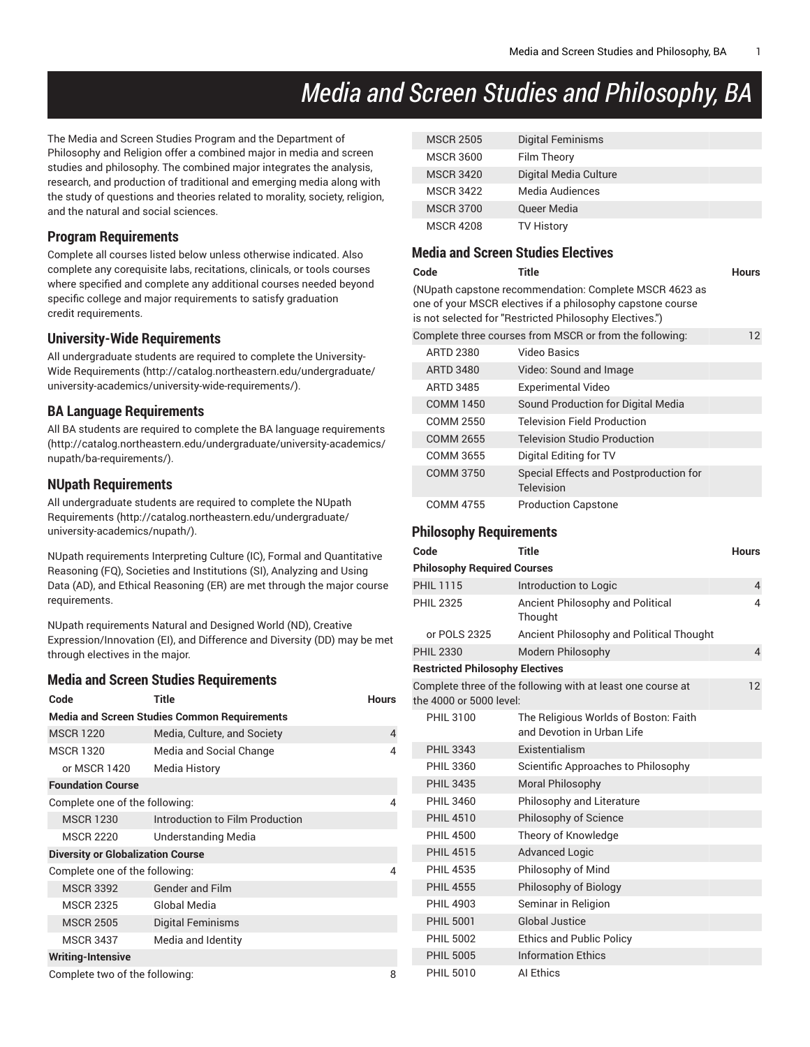# Media and Screen Studies and Philosophy, BA

The Media and Screen Studies Program and the Department of Philosophy and Religion offer a combined major in media and screen studies and philosophy. The combined major integrates the analysis, research, and production of traditional and emerging media along with the study of questions and theories related to morality, society, religion, and the natural and social sciences.

## Program Requirements

Complete all courses listed below unless otherwise indicated. Also complete any corequisite labs, recitations, clinicals, or tools courses where specified and complete any additional courses needed beyond specific college and major requirements to satisfy graduation credit requirements.

## University-Wide Requirements

All undergraduate students are required to complete the University-Wide Requirements (http://catalog.northeastern.edu/undergraduate/university-academics/university-wide-requirements/).

## BA Language Requirements

All BA students are required to complete the BA language requirements (http://catalog.northeastern.edu/undergraduate/university-academics/nupath/ba-requirements/).

## NUpath Requirements

All undergraduate students are required to complete the NUpath Requirements (http://catalog.northeastern.edu/undergraduate/university-academics/nupath/).

NUpath requirements Interpreting Culture (IC), Formal and Quantitative Reasoning (FQ), Societies and Institutions (SI), Analyzing and Using Data (AD), and Ethical Reasoning (ER) are met through the major course requirements.

NUpath requirements Natural and Designed World (ND), Creative Expression/Innovation (EI), and Difference and Diversity (DD) may be met through electives in the major.

## Media and Screen Studies Requirements

| Code | Title | Hours |
|---|---|---|
| **Media and Screen Studies Common Requirements** | | |
| MSCR 1220 | Media, Culture, and Society | 4 |
| MSCR 1320 | Media and Social Change | 4 |
| or MSCR 1420 | Media History | |
| **Foundation Course** | | |
| Complete one of the following: | | 4 |
| MSCR 1230 | Introduction to Film Production | |
| MSCR 2220 | Understanding Media | |
| **Diversity or Globalization Course** | | |
| Complete one of the following: | | 4 |
| MSCR 3392 | Gender and Film | |
| MSCR 2325 | Global Media | |
| MSCR 2505 | Digital Feminisms | |
| MSCR 3437 | Media and Identity | |
| **Writing-Intensive** | | |
| Complete two of the following: | | 8 |
| MSCR 2505 | Digital Feminisms | |
| MSCR 3600 | Film Theory | |
| MSCR 3420 | Digital Media Culture | |
| MSCR 3422 | Media Audiences | |
| MSCR 3700 | Queer Media | |
| MSCR 4208 | TV History | |

## Media and Screen Studies Electives

| Code | Title | Hours |
|---|---|---|
| (NUpath capstone recommendation: Complete MSCR 4623 as one of your MSCR electives if a philosophy capstone course is not selected for "Restricted Philosophy Electives.") | | |
| Complete three courses from MSCR or from the following: | | 12 |
| ARTD 2380 | Video Basics | |
| ARTD 3480 | Video: Sound and Image | |
| ARTD 3485 | Experimental Video | |
| COMM 1450 | Sound Production for Digital Media | |
| COMM 2550 | Television Field Production | |
| COMM 2655 | Television Studio Production | |
| COMM 3655 | Digital Editing for TV | |
| COMM 3750 | Special Effects and Postproduction for Television | |
| COMM 4755 | Production Capstone | |

## Philosophy Requirements

| Code | Title | Hours |
|---|---|---|
| **Philosophy Required Courses** | | |
| PHIL 1115 | Introduction to Logic | 4 |
| PHIL 2325 | Ancient Philosophy and Political Thought | 4 |
| or POLS 2325 | Ancient Philosophy and Political Thought | |
| PHIL 2330 | Modern Philosophy | 4 |
| **Restricted Philosophy Electives** | | |
| Complete three of the following with at least one course at the 4000 or 5000 level: | | 12 |
| PHIL 3100 | The Religious Worlds of Boston: Faith and Devotion in Urban Life | |
| PHIL 3343 | Existentialism | |
| PHIL 3360 | Scientific Approaches to Philosophy | |
| PHIL 3435 | Moral Philosophy | |
| PHIL 3460 | Philosophy and Literature | |
| PHIL 4510 | Philosophy of Science | |
| PHIL 4500 | Theory of Knowledge | |
| PHIL 4515 | Advanced Logic | |
| PHIL 4535 | Philosophy of Mind | |
| PHIL 4555 | Philosophy of Biology | |
| PHIL 4903 | Seminar in Religion | |
| PHIL 5001 | Global Justice | |
| PHIL 5002 | Ethics and Public Policy | |
| PHIL 5005 | Information Ethics | |
| PHIL 5010 | AI Ethics | |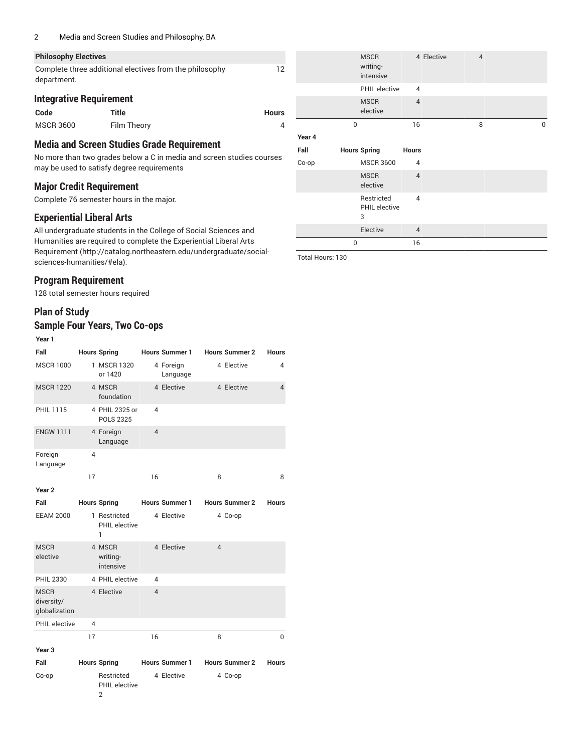### Philosophy Electives

| | |
|---|---|
| Complete three additional electives from the philosophy department. | 12 |

## Integrative Requirement

| Code | Title | Hours |
|---|---|---|
| MSCR 3600 | Film Theory | 4 |

## Media and Screen Studies Grade Requirement

No more than two grades below a C in media and screen studies courses may be used to satisfy degree requirements

## Major Credit Requirement

Complete 76 semester hours in the major.

## Experiential Liberal Arts

All undergraduate students in the College of Social Sciences and Humanities are required to complete the Experiential Liberal Arts Requirement (http://catalog.northeastern.edu/undergraduate/social-sciences-humanities/#ela).

## Program Requirement

128 total semester hours required

## Plan of Study

## Sample Four Years, Two Co-ops

**Year 1**

| Fall | Hours | Spring | Hours | Summer 1 | Hours | Summer 2 | Hours |
|---|---|---|---|---|---|---|---|
| MSCR 1000 | 1 | MSCR 1320 or 1420 | 4 | Foreign Language | 4 | Elective | 4 |
| MSCR 1220 | 4 | MSCR foundation | 4 | Elective | 4 | Elective | 4 |
| PHIL 1115 | 4 | PHIL 2325 or POLS 2325 | 4 | | | | |
| ENGW 1111 | 4 | Foreign Language | 4 | | | | |
| Foreign Language | 4 | | | | | | |
| | 17 | | 16 | | 8 | | 8 |

**Year 2**

| Fall | Hours | Spring | Hours | Summer 1 | Hours | Summer 2 | Hours |
|---|---|---|---|---|---|---|---|
| EEAM 2000 | 1 | Restricted PHIL elective 1 | 4 | Elective | 4 | Co-op | |
| MSCR elective | 4 | MSCR writing-intensive | 4 | Elective | 4 | | |
| PHIL 2330 | 4 | PHIL elective | 4 | | | | |
| MSCR diversity/ globalization | 4 | Elective | 4 | | | | |
| PHIL elective | 4 | | | | | | |
| | 17 | | 16 | | 8 | | 0 |

**Year 3**

| Fall | Hours | Spring | Hours | Summer 1 | Hours | Summer 2 | Hours |
|---|---|---|---|---|---|---|---|
| Co-op | | Restricted PHIL elective 2 | 4 | Elective | 4 | Co-op | |
| | | MSCR writing-intensive | 4 | Elective | 4 | | |
| | | PHIL elective | 4 | | | | |
| | | MSCR elective | 4 | | | | |
| | 0 | | 16 | | 8 | | 0 |

**Year 4**

| Fall | Hours | Spring | Hours |
|---|---|---|---|
| Co-op | | MSCR 3600 | 4 |
| | | MSCR elective | 4 |
| | | Restricted PHIL elective 3 | 4 |
| | | Elective | 4 |
| | 0 | | 16 |

Total Hours: 130